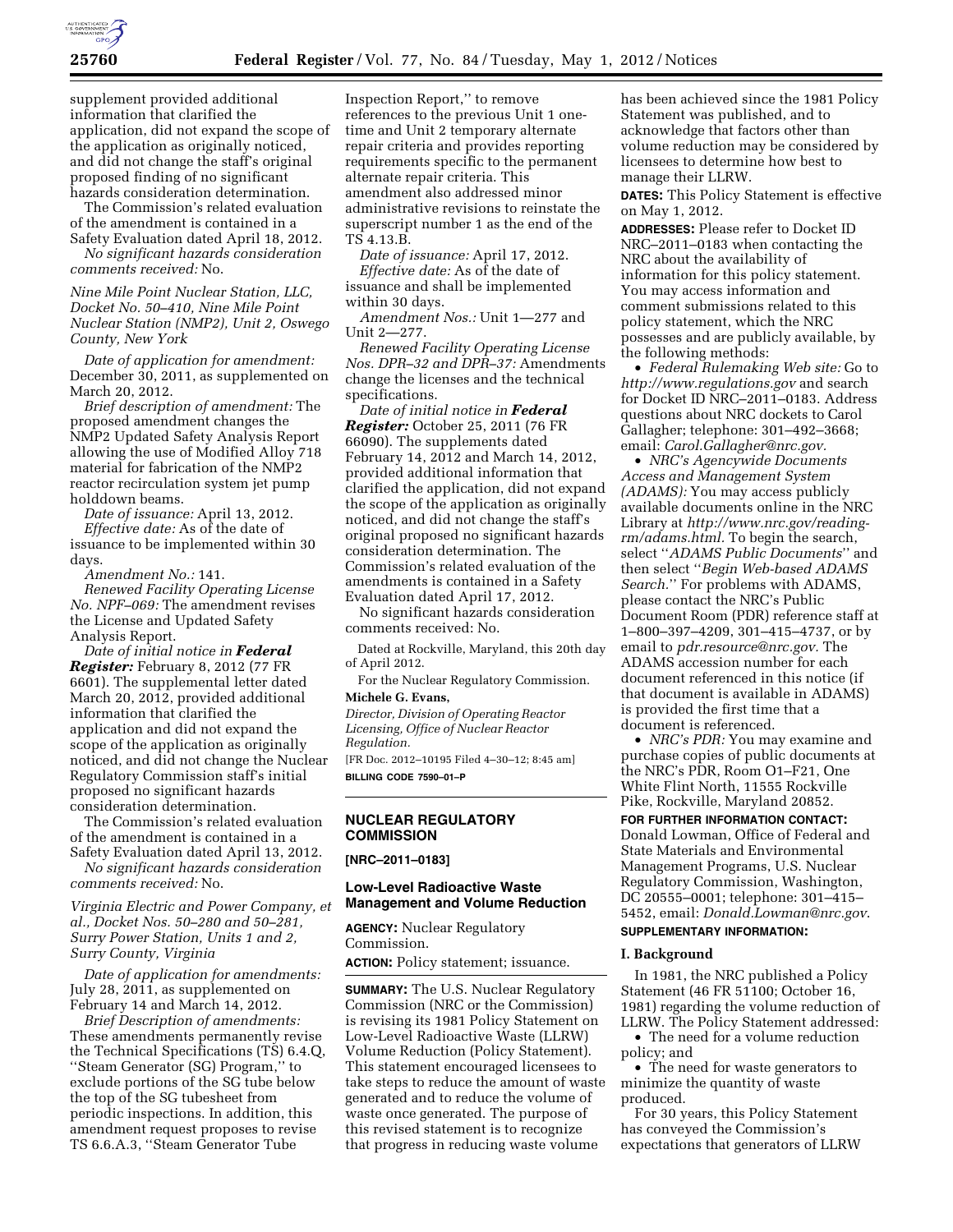supplement provided additional information that clarified the application, did not expand the scope of the application as originally noticed, and did not change the staff's original proposed finding of no significant hazards consideration determination.

The Commission's related evaluation of the amendment is contained in a Safety Evaluation dated April 18, 2012.

*No significant hazards consideration comments received:* No.

*Nine Mile Point Nuclear Station, LLC, Docket No. 50–410, Nine Mile Point Nuclear Station (NMP2), Unit 2, Oswego County, New York*

*Date of application for amendment:* December 30, 2011, as supplemented on March 20, 2012.

*Brief description of amendment:* The proposed amendment changes the NMP2 Updated Safety Analysis Report allowing the use of Modified Alloy 718 material for fabrication of the NMP2 reactor recirculation system jet pump holddown beams.

*Date of issuance:* April 13, 2012.

*Effective date:* As of the date of issuance to be implemented within 30 days.

*Amendment No.:* 141.

*Renewed Facility Operating License No. NPF–069:* The amendment revises the License and Updated Safety Analysis Report.

*Date of initial notice in **Federal Register**:* February 8, 2012 (77 FR 6601). The supplemental letter dated March 20, 2012, provided additional information that clarified the application and did not expand the scope of the application as originally noticed, and did not change the Nuclear Regulatory Commission staff's initial proposed no significant hazards consideration determination.

The Commission's related evaluation of the amendment is contained in a Safety Evaluation dated April 13, 2012.

*No significant hazards consideration comments received:* No.

*Virginia Electric and Power Company, et al., Docket Nos. 50–280 and 50–281, Surry Power Station, Units 1 and 2, Surry County, Virginia*

*Date of application for amendments:* July 28, 2011, as supplemented on February 14 and March 14, 2012.

*Brief Description of amendments:* These amendments permanently revise the Technical Specifications (TS) 6.4.Q, ''Steam Generator (SG) Program,'' to exclude portions of the SG tube below the top of the SG tubesheet from periodic inspections. In addition, this amendment request proposes to revise TS 6.6.A.3, ''Steam Generator Tube Inspection Report,'' to remove references to the previous Unit 1 one-time and Unit 2 temporary alternate repair criteria and provides reporting requirements specific to the permanent alternate repair criteria. This amendment also addressed minor administrative revisions to reinstate the superscript number 1 as the end of the TS 4.13.B.

*Date of issuance:* April 17, 2012.

*Effective date:* As of the date of issuance and shall be implemented within 30 days.

*Amendment Nos.:* Unit 1—277 and Unit 2—277.

*Renewed Facility Operating License Nos. DPR–32 and DPR–37:* Amendments change the licenses and the technical specifications.

*Date of initial notice in **Federal Register**:* October 25, 2011 (76 FR 66090). The supplements dated February 14, 2012 and March 14, 2012, provided additional information that clarified the application, did not expand the scope of the application as originally noticed, and did not change the staff's original proposed no significant hazards consideration determination. The Commission's related evaluation of the amendments is contained in a Safety Evaluation dated April 17, 2012.

No significant hazards consideration comments received: No.

Dated at Rockville, Maryland, this 20th day of April 2012.

For the Nuclear Regulatory Commission.

**Michele G. Evans,**

*Director, Division of Operating Reactor Licensing, Office of Nuclear Reactor Regulation.*

[FR Doc. 2012–10195 Filed 4–30–12; 8:45 am]

**BILLING CODE 7590–01–P**

## NUCLEAR REGULATORY COMMISSION

**[NRC–2011–0183]**

### Low-Level Radioactive Waste Management and Volume Reduction

**AGENCY:** Nuclear Regulatory Commission.

**ACTION:** Policy statement; issuance.

**SUMMARY:** The U.S. Nuclear Regulatory Commission (NRC or the Commission) is revising its 1981 Policy Statement on Low-Level Radioactive Waste (LLRW) Volume Reduction (Policy Statement). This statement encouraged licensees to take steps to reduce the amount of waste generated and to reduce the volume of waste once generated. The purpose of this revised statement is to recognize that progress in reducing waste volume has been achieved since the 1981 Policy Statement was published, and to acknowledge that factors other than volume reduction may be considered by licensees to determine how best to manage their LLRW.

**DATES:** This Policy Statement is effective on May 1, 2012.

**ADDRESSES:** Please refer to Docket ID NRC–2011–0183 when contacting the NRC about the availability of information for this policy statement. You may access information and comment submissions related to this policy statement, which the NRC possesses and are publicly available, by the following methods:

- *Federal Rulemaking Web site:* Go to *http://www.regulations.gov* and search for Docket ID NRC–2011–0183. Address questions about NRC dockets to Carol Gallagher; telephone: 301–492–3668; email: *Carol.Gallagher@nrc.gov.*
- *NRC's Agencywide Documents Access and Management System (ADAMS):* You may access publicly available documents online in the NRC Library at *http://www.nrc.gov/reading-rm/adams.html.* To begin the search, select ''*ADAMS Public Documents*'' and then select ''*Begin Web-based ADAMS Search.*'' For problems with ADAMS, please contact the NRC's Public Document Room (PDR) reference staff at 1–800–397–4209, 301–415–4737, or by email to *pdr.resource@nrc.gov.* The ADAMS accession number for each document referenced in this notice (if that document is available in ADAMS) is provided the first time that a document is referenced.
- *NRC's PDR:* You may examine and purchase copies of public documents at the NRC's PDR, Room O1–F21, One White Flint North, 11555 Rockville Pike, Rockville, Maryland 20852.

**FOR FURTHER INFORMATION CONTACT:** Donald Lowman, Office of Federal and State Materials and Environmental Management Programs, U.S. Nuclear Regulatory Commission, Washington, DC 20555–0001; telephone: 301–415–5452, email: *Donald.Lowman@nrc.gov*.

**SUPPLEMENTARY INFORMATION:**

#### I. Background

In 1981, the NRC published a Policy Statement (46 FR 51100; October 16, 1981) regarding the volume reduction of LLRW. The Policy Statement addressed:

- The need for a volume reduction policy; and
- The need for waste generators to minimize the quantity of waste produced.

For 30 years, this Policy Statement has conveyed the Commission's expectations that generators of LLRW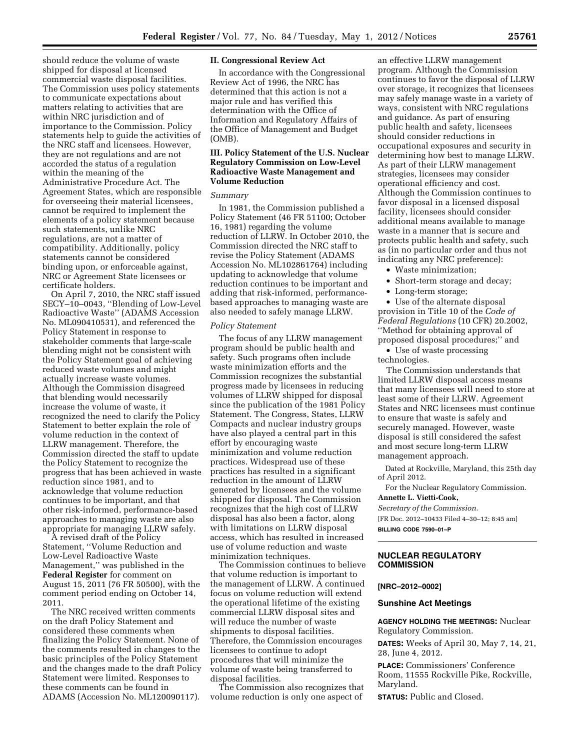should reduce the volume of waste shipped for disposal at licensed commercial waste disposal facilities. The Commission uses policy statements to communicate expectations about matters relating to activities that are within NRC jurisdiction and of importance to the Commission. Policy statements help to guide the activities of the NRC staff and licensees. However, they are not regulations and are not accorded the status of a regulation within the meaning of the Administrative Procedure Act. The Agreement States, which are responsible for overseeing their material licensees, cannot be required to implement the elements of a policy statement because such statements, unlike NRC regulations, are not a matter of compatibility. Additionally, policy statements cannot be considered binding upon, or enforceable against, NRC or Agreement State licensees or certificate holders.

On April 7, 2010, the NRC staff issued SECY–10–0043, ''Blending of Low-Level Radioactive Waste'' (ADAMS Accession No. ML090410531), and referenced the Policy Statement in response to stakeholder comments that large-scale blending might not be consistent with the Policy Statement goal of achieving reduced waste volumes and might actually increase waste volumes. Although the Commission disagreed that blending would necessarily increase the volume of waste, it recognized the need to clarify the Policy Statement to better explain the role of volume reduction in the context of LLRW management. Therefore, the Commission directed the staff to update the Policy Statement to recognize the progress that has been achieved in waste reduction since 1981, and to acknowledge that volume reduction continues to be important, and that other risk-informed, performance-based approaches to managing waste are also appropriate for managing LLRW safely.

A revised draft of the Policy Statement, ''Volume Reduction and Low-Level Radioactive Waste Management,'' was published in the **Federal Register** for comment on August 15, 2011 (76 FR 50500), with the comment period ending on October 14, 2011.

The NRC received written comments on the draft Policy Statement and considered these comments when finalizing the Policy Statement. None of the comments resulted in changes to the basic principles of the Policy Statement and the changes made to the draft Policy Statement were limited. Responses to these comments can be found in ADAMS (Accession No. ML120090117).

## II. Congressional Review Act

In accordance with the Congressional Review Act of 1996, the NRC has determined that this action is not a major rule and has verified this determination with the Office of Information and Regulatory Affairs of the Office of Management and Budget (OMB).

## III. Policy Statement of the U.S. Nuclear Regulatory Commission on Low-Level Radioactive Waste Management and Volume Reduction

*Summary*

In 1981, the Commission published a Policy Statement (46 FR 51100; October 16, 1981) regarding the volume reduction of LLRW. In October 2010, the Commission directed the NRC staff to revise the Policy Statement (ADAMS Accession No. ML102861764) including updating to acknowledge that volume reduction continues to be important and adding that risk-informed, performance-based approaches to managing waste are also needed to safely manage LLRW.

*Policy Statement*

The focus of any LLRW management program should be public health and safety. Such programs often include waste minimization efforts and the Commission recognizes the substantial progress made by licensees in reducing volumes of LLRW shipped for disposal since the publication of the 1981 Policy Statement. The Congress, States, LLRW Compacts and nuclear industry groups have also played a central part in this effort by encouraging waste minimization and volume reduction practices. Widespread use of these practices has resulted in a significant reduction in the amount of LLRW generated by licensees and the volume shipped for disposal. The Commission recognizes that the high cost of LLRW disposal has also been a factor, along with limitations on LLRW disposal access, which has resulted in increased use of volume reduction and waste minimization techniques.

The Commission continues to believe that volume reduction is important to the management of LLRW. A continued focus on volume reduction will extend the operational lifetime of the existing commercial LLRW disposal sites and will reduce the number of waste shipments to disposal facilities. Therefore, the Commission encourages licensees to continue to adopt procedures that will minimize the volume of waste being transferred to disposal facilities.

The Commission also recognizes that volume reduction is only one aspect of an effective LLRW management program. Although the Commission continues to favor the disposal of LLRW over storage, it recognizes that licensees may safely manage waste in a variety of ways, consistent with NRC regulations and guidance. As part of ensuring public health and safety, licensees should consider reductions in occupational exposures and security in determining how best to manage LLRW. As part of their LLRW management strategies, licensees may consider operational efficiency and cost. Although the Commission continues to favor disposal in a licensed disposal facility, licensees should consider additional means available to manage waste in a manner that is secure and protects public health and safety, such as (in no particular order and thus not indicating any NRC preference):

- Waste minimization;
- Short-term storage and decay;
- Long-term storage;
- Use of the alternate disposal provision in Title 10 of the *Code of Federal Regulations* (10 CFR) 20.2002, ''Method for obtaining approval of proposed disposal procedures;'' and
- Use of waste processing technologies.

The Commission understands that limited LLRW disposal access means that many licensees will need to store at least some of their LLRW. Agreement States and NRC licensees must continue to ensure that waste is safely and securely managed. However, waste disposal is still considered the safest and most secure long-term LLRW management approach.

Dated at Rockville, Maryland, this 25th day of April 2012.

For the Nuclear Regulatory Commission.

**Annette L. Vietti-Cook,**

*Secretary of the Commission.*

[FR Doc. 2012–10433 Filed 4–30–12; 8:45 am]

**BILLING CODE 7590–01–P**

---

# NUCLEAR REGULATORY COMMISSION

**[NRC–2012–0002]**

## Sunshine Act Meetings

**AGENCY HOLDING THE MEETINGS:** Nuclear Regulatory Commission.

**DATES:** Weeks of April 30, May 7, 14, 21, 28, June 4, 2012.

**PLACE:** Commissioners' Conference Room, 11555 Rockville Pike, Rockville, Maryland.

**STATUS:** Public and Closed.